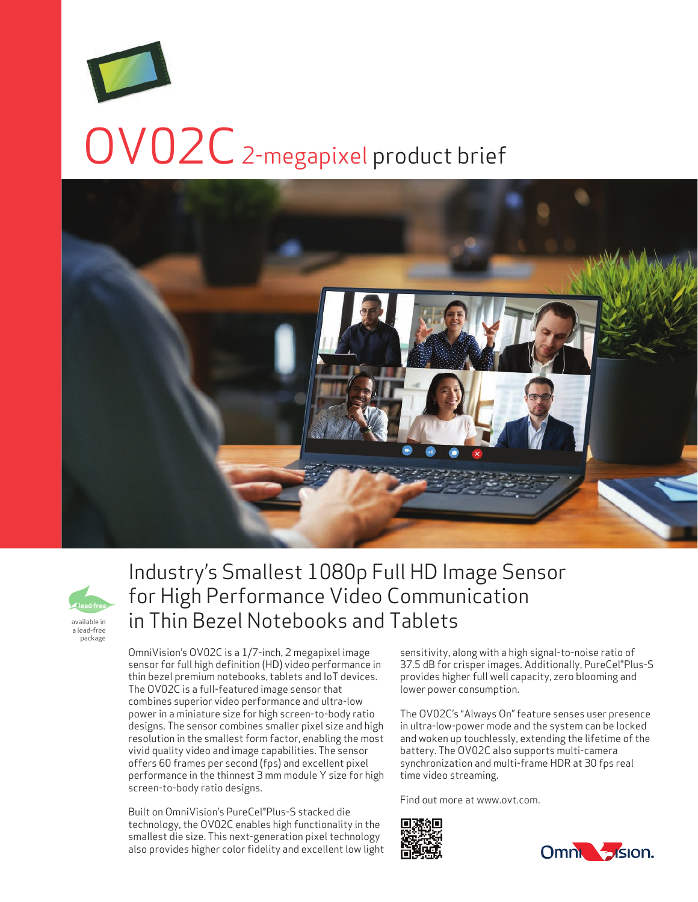# OV02C 2-megapixel product brief

lead free

available in a lead-free package

## Industry's Smallest 1080p Full HD Image Sensor for High Performance Video Communication in Thin Bezel Notebooks and Tablets

OmniVision's OV02C is a 1/7-inch, 2 megapixel image sensor for full high definition (HD) video performance in thin bezel premium notebooks, tablets and IoT devices. The OV02C is a full-featured image sensor that combines superior video performance and ultra-low power in a miniature size for high screen-to-body ratio designs. The sensor combines smaller pixel size and high resolution in the smallest form factor, enabling the most vivid quality video and image capabilities. The sensor offers 60 frames per second (fps) and excellent pixel performance in the thinnest 3 mm module Y size for high screen-to-body ratio designs.

Built on OmniVision's PureCel®Plus-S stacked die technology, the OV02C enables high functionality in the smallest die size. This next-generation pixel technology also provides higher color fidelity and excellent low light sensitivity, along with a high signal-to-noise ratio of 37.5 dB for crisper images. Additionally, PureCel®Plus-S provides higher full well capacity, zero blooming and lower power consumption.

The OV02C's "Always On" feature senses user presence in ultra-low-power mode and the system can be locked and woken up touchlessly, extending the lifetime of the battery. The OV02C also supports multi-camera synchronization and multi-frame HDR at 30 fps real time video streaming.

Find out more at www.ovt.com.

OmniVision.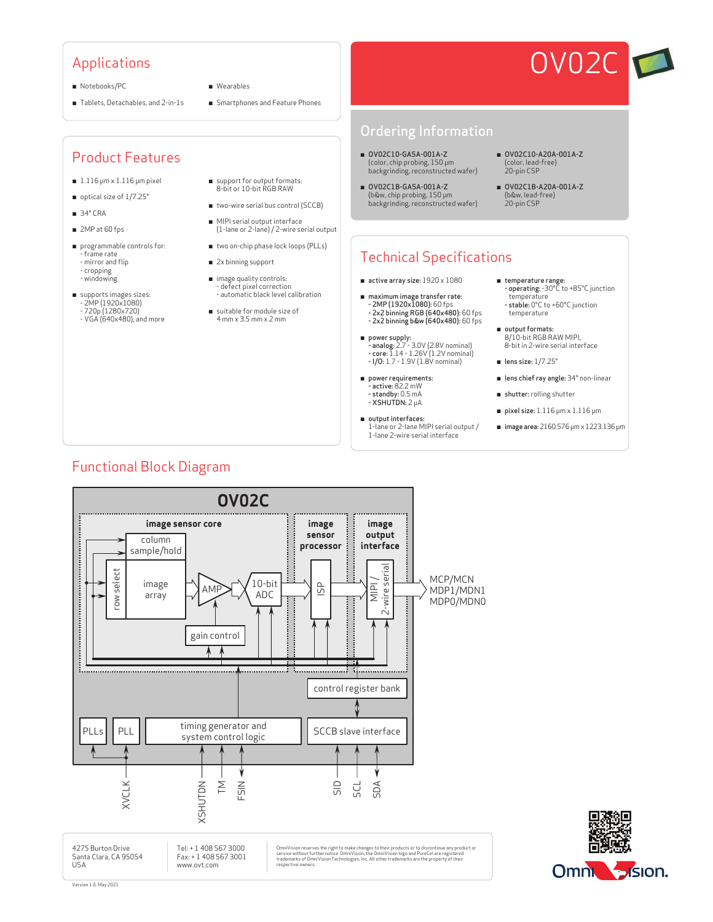# OV02C

## Applications

- Notebooks/PC
- Tablets, Detachables, and 2-in-1s
- Wearables
- Smartphones and Feature Phones

## Product Features

- 1.116 µm x 1.116 µm pixel
- optical size of 1/7.25"
- 34° CRA
- 2MP at 60 fps
- programmable controls for:
  - frame rate
  - mirror and flip
  - cropping
  - windowing
- supports images sizes:
  - 2MP (1920x1080)
  - 720p (1280x720)
  - VGA (640x480), and more
- support for output formats: 8-bit or 10-bit RGB RAW
- two-wire serial bus control (SCCB)
- MIPI serial output interface (1-lane or 2-lane) / 2-wire serial output
- two on-chip phase lock loops (PLLs)
- 2x binning support
- image quality controls:
  - defect pixel correction
  - automatic black level calibration
- suitable for module size of 4 mm x 3.5 mm x 2 mm

## Ordering Information

- **OV02C10-GA5A-001A-Z** (color, chip probing, 150 µm backgrinding, reconstructed wafer)
- **OV02C1B-GA5A-001A-Z** (b&w, chip probing, 150 µm backgrinding, reconstructed wafer)
- **OV02C10-A20A-001A-Z** (color, lead-free) 20-pin CSP
- **OV02C1B-A20A-001A-Z** (b&w, lead-free) 20-pin CSP

## Technical Specifications

- **active array size:** 1920 x 1080
- **maximum image transfer rate:**
  - **2MP (1920x1080):** 60 fps
  - **2x2 binning RGB (640x480):** 60 fps
  - **2x2 binning b&w (640x480):** 60 fps
- **power supply:**
  - **analog:** 2.7 - 3.0V (2.8V nominal)
  - **core:** 1.14 - 1.26V (1.2V nominal)
  - **I/O:** 1.7 - 1.9V (1.8V nominal)
- **power requirements:**
  - **active:** 82.2 mW
  - **standby:** 0.5 mA
  - **XSHUTDN:** 2 µA
- **output interfaces:** 1-lane or 2-lane MIPI serial output / 1-lane 2-wire serial interface
- **temperature range:**
  - **operating:** -30°C to +85°C junction temperature
  - **stable:** 0°C to +60°C junction temperature
- **output formats:** 8/10-bit RGB RAW MIPI, 8-bit in 2-wire serial interface
- **lens size:** 1/7.25"
- **lens chief ray angle:** 34° non-linear
- **shutter:** rolling shutter
- **pixel size:** 1.116 µm x 1.116 µm
- **image area:** 2160.576 µm x 1223.136 µm

## Functional Block Diagram

OV02C

image sensor core
column sample/hold
row select
image array
AMP
10-bit ADC
gain control
image sensor processor
ISP
image output interface
MIPI / 2-wire serial
MCP/MCN
MDP1/MDN1
MDP0/MDN0
control register bank
PLLs
PLL
timing generator and system control logic
SCCB slave interface
XVCLK
XSHUTDN
TM
FSIN
SID
SCL
SDA

4275 Burton Drive
Santa Clara, CA 95054
USA

Tel: + 1 408 567 3000
Fax: + 1 408 567 3001
www.ovt.com

OmniVision reserves the right to make changes to their products or to discontinue any product or service without further notice. OmniVision, the OmniVision logo and PureCel are registered trademarks of OmniVision Technologies, Inc. All other trademarks are the property of their respective owners.

Version 1.0, May 2021